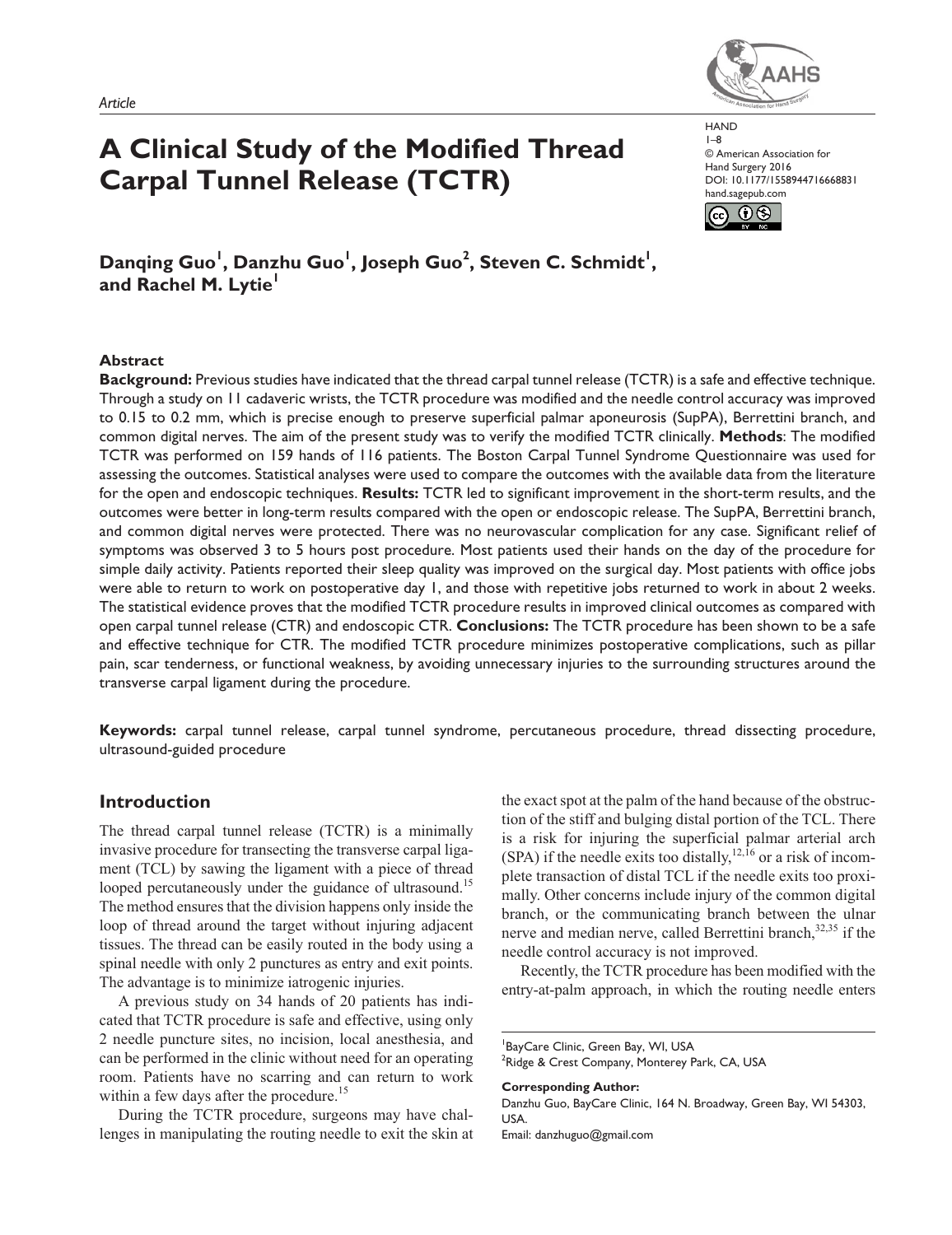*Article*

# A Clinical Study of the Modified Thread Carpal Tunnel Release (TCTR)

HAND
© American Association for Hand Surgery 2016
DOI: 10.1177/1558944716668831
hand.sagepub.com

**Danqing Guo[1], Danzhu Guo[1], Joseph Guo[2], Steven C. Schmidt[1], and Rachel M. Lytie[1]**

### Abstract

**Background:** Previous studies have indicated that the thread carpal tunnel release (TCTR) is a safe and effective technique. Through a study on 11 cadaveric wrists, the TCTR procedure was modified and the needle control accuracy was improved to 0.15 to 0.2 mm, which is precise enough to preserve superficial palmar aponeurosis (SupPA), Berrettini branch, and common digital nerves. The aim of the present study was to verify the modified TCTR clinically. **Methods**: The modified TCTR was performed on 159 hands of 116 patients. The Boston Carpal Tunnel Syndrome Questionnaire was used for assessing the outcomes. Statistical analyses were used to compare the outcomes with the available data from the literature for the open and endoscopic techniques. **Results:** TCTR led to significant improvement in the short-term results, and the outcomes were better in long-term results compared with the open or endoscopic release. The SupPA, Berrettini branch, and common digital nerves were protected. There was no neurovascular complication for any case. Significant relief of symptoms was observed 3 to 5 hours post procedure. Most patients used their hands on the day of the procedure for simple daily activity. Patients reported their sleep quality was improved on the surgical day. Most patients with office jobs were able to return to work on postoperative day 1, and those with repetitive jobs returned to work in about 2 weeks. The statistical evidence proves that the modified TCTR procedure results in improved clinical outcomes as compared with open carpal tunnel release (CTR) and endoscopic CTR. **Conclusions:** The TCTR procedure has been shown to be a safe and effective technique for CTR. The modified TCTR procedure minimizes postoperative complications, such as pillar pain, scar tenderness, or functional weakness, by avoiding unnecessary injuries to the surrounding structures around the transverse carpal ligament during the procedure.

**Keywords:** carpal tunnel release, carpal tunnel syndrome, percutaneous procedure, thread dissecting procedure, ultrasound-guided procedure

## Introduction

The thread carpal tunnel release (TCTR) is a minimally invasive procedure for transecting the transverse carpal ligament (TCL) by sawing the ligament with a piece of thread looped percutaneously under the guidance of ultrasound.[15] The method ensures that the division happens only inside the loop of thread around the target without injuring adjacent tissues. The thread can be easily routed in the body using a spinal needle with only 2 punctures as entry and exit points. The advantage is to minimize iatrogenic injuries.

A previous study on 34 hands of 20 patients has indicated that TCTR procedure is safe and effective, using only 2 needle puncture sites, no incision, local anesthesia, and can be performed in the clinic without need for an operating room. Patients have no scarring and can return to work within a few days after the procedure.[15]

During the TCTR procedure, surgeons may have challenges in manipulating the routing needle to exit the skin at the exact spot at the palm of the hand because of the obstruction of the stiff and bulging distal portion of the TCL. There is a risk for injuring the superficial palmar arterial arch (SPA) if the needle exits too distally,[12,16] or a risk of incomplete transaction of distal TCL if the needle exits too proximally. Other concerns include injury of the common digital branch, or the communicating branch between the ulnar nerve and median nerve, called Berrettini branch,[32,35] if the needle control accuracy is not improved.

Recently, the TCTR procedure has been modified with the entry-at-palm approach, in which the routing needle enters

---

[1]BayCare Clinic, Green Bay, WI, USA
[2]Ridge & Crest Company, Monterey Park, CA, USA

**Corresponding Author:**
Danzhu Guo, BayCare Clinic, 164 N. Broadway, Green Bay, WI 54303, USA.
Email: danzhuguo@gmail.com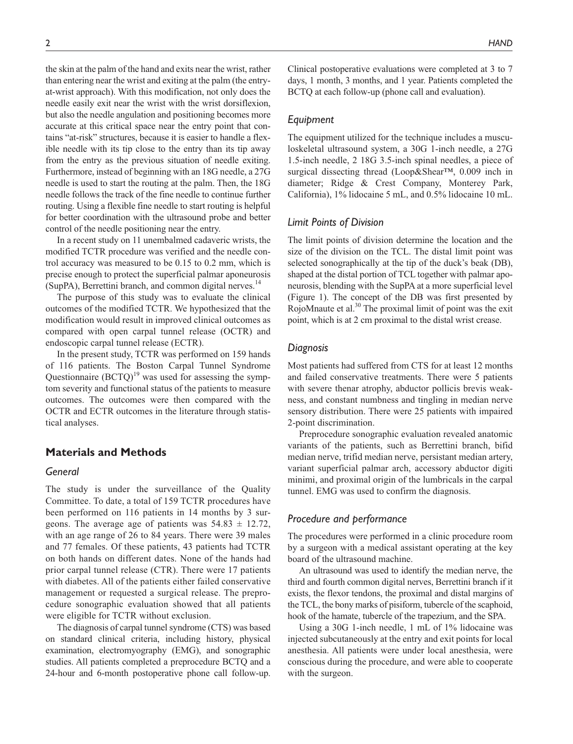the skin at the palm of the hand and exits near the wrist, rather than entering near the wrist and exiting at the palm (the entry-at-wrist approach). With this modification, not only does the needle easily exit near the wrist with the wrist dorsiflexion, but also the needle angulation and positioning becomes more accurate at this critical space near the entry point that contains "at-risk" structures, because it is easier to handle a flexible needle with its tip close to the entry than its tip away from the entry as the previous situation of needle exiting. Furthermore, instead of beginning with an 18G needle, a 27G needle is used to start the routing at the palm. Then, the 18G needle follows the track of the fine needle to continue further routing. Using a flexible fine needle to start routing is helpful for better coordination with the ultrasound probe and better control of the needle positioning near the entry.

In a recent study on 11 unembalmed cadaveric wrists, the modified TCTR procedure was verified and the needle control accuracy was measured to be 0.15 to 0.2 mm, which is precise enough to protect the superficial palmar aponeurosis (SupPA), Berrettini branch, and common digital nerves.[14]

The purpose of this study was to evaluate the clinical outcomes of the modified TCTR. We hypothesized that the modification would result in improved clinical outcomes as compared with open carpal tunnel release (OCTR) and endoscopic carpal tunnel release (ECTR).

In the present study, TCTR was performed on 159 hands of 116 patients. The Boston Carpal Tunnel Syndrome Questionnaire (BCTQ)[19] was used for assessing the symptom severity and functional status of the patients to measure outcomes. The outcomes were then compared with the OCTR and ECTR outcomes in the literature through statistical analyses.

## Materials and Methods

### General

The study is under the surveillance of the Quality Committee. To date, a total of 159 TCTR procedures have been performed on 116 patients in 14 months by 3 surgeons. The average age of patients was $54.83 \pm 12.72$, with an age range of 26 to 84 years. There were 39 males and 77 females. Of these patients, 43 patients had TCTR on both hands on different dates. None of the hands had prior carpal tunnel release (CTR). There were 17 patients with diabetes. All of the patients either failed conservative management or requested a surgical release. The preprocedure sonographic evaluation showed that all patients were eligible for TCTR without exclusion.

The diagnosis of carpal tunnel syndrome (CTS) was based on standard clinical criteria, including history, physical examination, electromyography (EMG), and sonographic studies. All patients completed a preprocedure BCTQ and a 24-hour and 6-month postoperative phone call follow-up. Clinical postoperative evaluations were completed at 3 to 7 days, 1 month, 3 months, and 1 year. Patients completed the BCTQ at each follow-up (phone call and evaluation).

### Equipment

The equipment utilized for the technique includes a musculoskeletal ultrasound system, a 30G 1-inch needle, a 27G 1.5-inch needle, 2 18G 3.5-inch spinal needles, a piece of surgical dissecting thread (Loop&Shear™, 0.009 inch in diameter; Ridge & Crest Company, Monterey Park, California), 1% lidocaine 5 mL, and 0.5% lidocaine 10 mL.

### Limit Points of Division

The limit points of division determine the location and the size of the division on the TCL. The distal limit point was selected sonographically at the tip of the duck's beak (DB), shaped at the distal portion of TCL together with palmar aponeurosis, blending with the SupPA at a more superficial level (Figure 1). The concept of the DB was first presented by RojoMnaute et al.[30] The proximal limit of point was the exit point, which is at 2 cm proximal to the distal wrist crease.

### Diagnosis

Most patients had suffered from CTS for at least 12 months and failed conservative treatments. There were 5 patients with severe thenar atrophy, abductor pollicis brevis weakness, and constant numbness and tingling in median nerve sensory distribution. There were 25 patients with impaired 2-point discrimination.

Preprocedure sonographic evaluation revealed anatomic variants of the patients, such as Berrettini branch, bifid median nerve, trifid median nerve, persistant median artery, variant superficial palmar arch, accessory abductor digiti minimi, and proximal origin of the lumbricals in the carpal tunnel. EMG was used to confirm the diagnosis.

### Procedure and performance

The procedures were performed in a clinic procedure room by a surgeon with a medical assistant operating at the key board of the ultrasound machine.

An ultrasound was used to identify the median nerve, the third and fourth common digital nerves, Berrettini branch if it exists, the flexor tendons, the proximal and distal margins of the TCL, the bony marks of pisiform, tubercle of the scaphoid, hook of the hamate, tubercle of the trapezium, and the SPA.

Using a 30G 1-inch needle, 1 mL of 1% lidocaine was injected subcutaneously at the entry and exit points for local anesthesia. All patients were under local anesthesia, were conscious during the procedure, and were able to cooperate with the surgeon.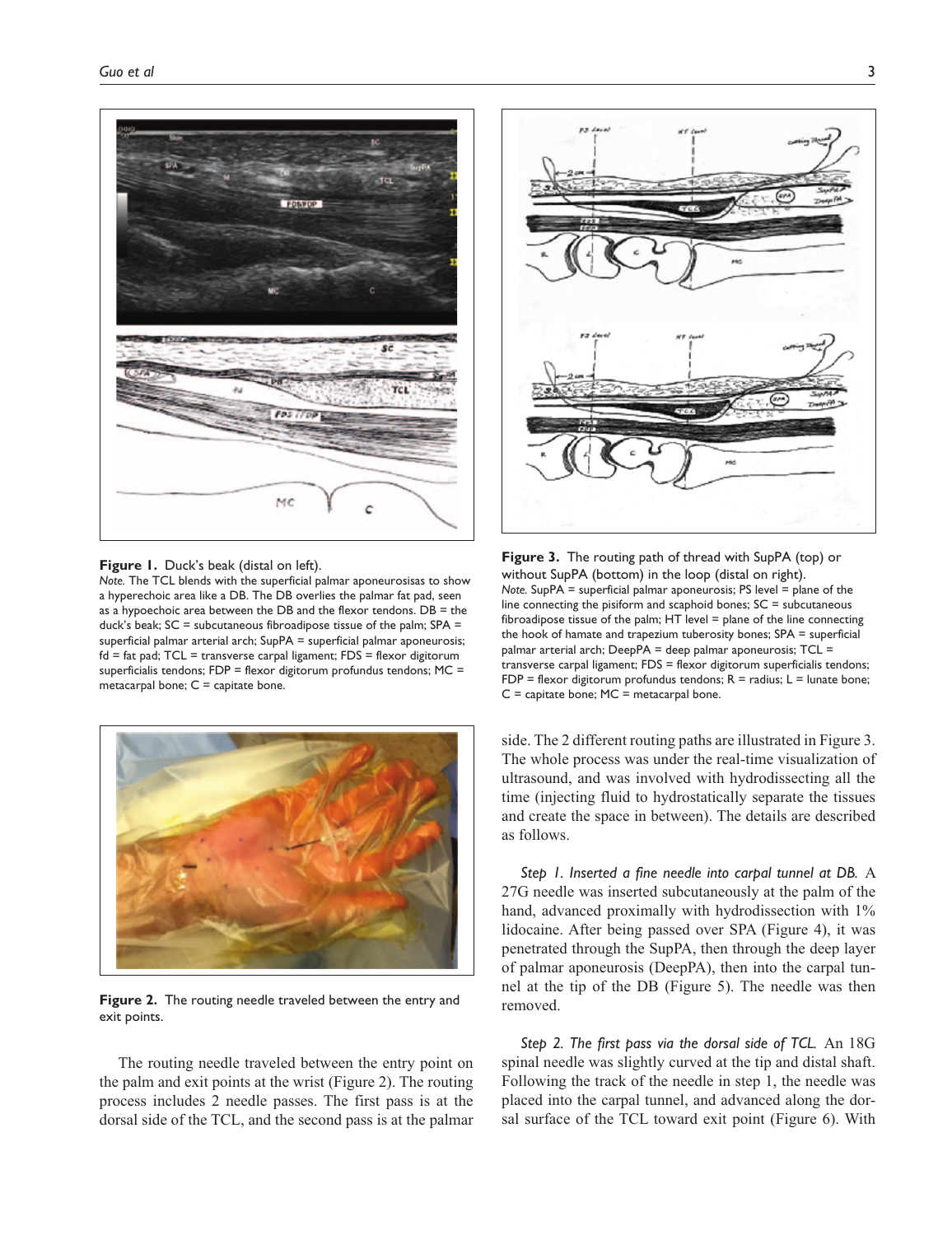**Figure 1.** Duck's beak (distal on left).

*Note.* The TCL blends with the superficial palmar aponeurosisas to show a hyperechoic area like a DB. The DB overlies the palmar fat pad, seen as a hypoechoic area between the DB and the flexor tendons. DB = the duck's beak; SC = subcutaneous fibroadipose tissue of the palm; SPA = superficial palmar arterial arch; SupPA = superficial palmar aponeurosis; fd = fat pad; TCL = transverse carpal ligament; FDS = flexor digitorum superficialis tendons; FDP = flexor digitorum profundus tendons; MC = metacarpal bone; C = capitate bone.

**Figure 2.** The routing needle traveled between the entry and exit points.

**Figure 3.** The routing path of thread with SupPA (top) or without SupPA (bottom) in the loop (distal on right).

*Note.* SupPA = superficial palmar aponeurosis; PS level = plane of the line connecting the pisiform and scaphoid bones; SC = subcutaneous fibroadipose tissue of the palm; HT level = plane of the line connecting the hook of hamate and trapezium tuberosity bones; SPA = superficial palmar arterial arch; DeepPA = deep palmar aponeurosis; TCL = transverse carpal ligament; FDS = flexor digitorum superficialis tendons; FDP = flexor digitorum profundus tendons; R = radius; L = lunate bone; C = capitate bone; MC = metacarpal bone.

The routing needle traveled between the entry point on the palm and exit points at the wrist (Figure 2). The routing process includes 2 needle passes. The first pass is at the dorsal side of the TCL, and the second pass is at the palmar side. The 2 different routing paths are illustrated in Figure 3. The whole process was under the real-time visualization of ultrasound, and was involved with hydrodissecting all the time (injecting fluid to hydrostatically separate the tissues and create the space in between). The details are described as follows.

*Step 1. Inserted a fine needle into carpal tunnel at DB.* A 27G needle was inserted subcutaneously at the palm of the hand, advanced proximally with hydrodissection with 1% lidocaine. After being passed over SPA (Figure 4), it was penetrated through the SupPA, then through the deep layer of palmar aponeurosis (DeepPA), then into the carpal tunnel at the tip of the DB (Figure 5). The needle was then removed.

*Step 2. The first pass via the dorsal side of TCL.* An 18G spinal needle was slightly curved at the tip and distal shaft. Following the track of the needle in step 1, the needle was placed into the carpal tunnel, and advanced along the dorsal surface of the TCL toward exit point (Figure 6). With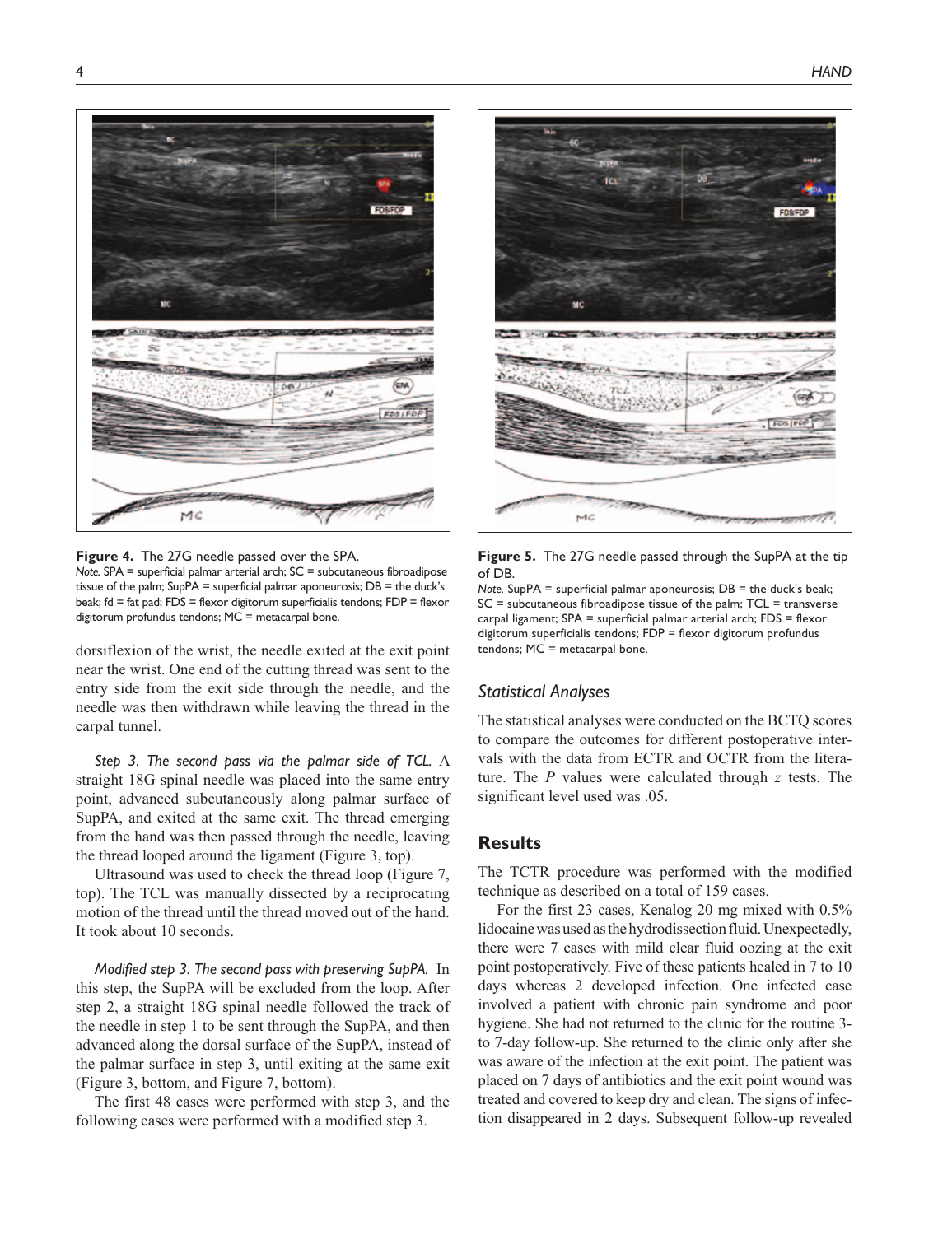**Figure 4.** The 27G needle passed over the SPA.
*Note.* SPA = superficial palmar arterial arch; SC = subcutaneous fibroadipose tissue of the palm; SupPA = superficial palmar aponeurosis; DB = the duck's beak; fd = fat pad; FDS = flexor digitorum superficialis tendons; FDP = flexor digitorum profundus tendons; MC = metacarpal bone.

**Figure 5.** The 27G needle passed through the SupPA at the tip of DB.
*Note.* SupPA = superficial palmar aponeurosis; DB = the duck's beak; SC = subcutaneous fibroadipose tissue of the palm; TCL = transverse carpal ligament; SPA = superficial palmar arterial arch; FDS = flexor digitorum superficialis tendons; FDP = flexor digitorum profundus tendons; MC = metacarpal bone.

dorsiflexion of the wrist, the needle exited at the exit point near the wrist. One end of the cutting thread was sent to the entry side from the exit side through the needle, and the needle was then withdrawn while leaving the thread in the carpal tunnel.

*Step 3. The second pass via the palmar side of TCL.* A straight 18G spinal needle was placed into the same entry point, advanced subcutaneously along palmar surface of SupPA, and exited at the same exit. The thread emerging from the hand was then passed through the needle, leaving the thread looped around the ligament (Figure 3, top).

Ultrasound was used to check the thread loop (Figure 7, top). The TCL was manually dissected by a reciprocating motion of the thread until the thread moved out of the hand. It took about 10 seconds.

*Modified step 3. The second pass with preserving SupPA.* In this step, the SupPA will be excluded from the loop. After step 2, a straight 18G spinal needle followed the track of the needle in step 1 to be sent through the SupPA, and then advanced along the dorsal surface of the SupPA, instead of the palmar surface in step 3, until exiting at the same exit (Figure 3, bottom, and Figure 7, bottom).

The first 48 cases were performed with step 3, and the following cases were performed with a modified step 3.

### Statistical Analyses

The statistical analyses were conducted on the BCTQ scores to compare the outcomes for different postoperative intervals with the data from ECTR and OCTR from the literature. The *P* values were calculated through *z* tests. The significant level used was .05.

## Results

The TCTR procedure was performed with the modified technique as described on a total of 159 cases.

For the first 23 cases, Kenalog 20 mg mixed with 0.5% lidocaine was used as the hydrodissection fluid. Unexpectedly, there were 7 cases with mild clear fluid oozing at the exit point postoperatively. Five of these patients healed in 7 to 10 days whereas 2 developed infection. One infected case involved a patient with chronic pain syndrome and poor hygiene. She had not returned to the clinic for the routine 3- to 7-day follow-up. She returned to the clinic only after she was aware of the infection at the exit point. The patient was placed on 7 days of antibiotics and the exit point wound was treated and covered to keep dry and clean. The signs of infection disappeared in 2 days. Subsequent follow-up revealed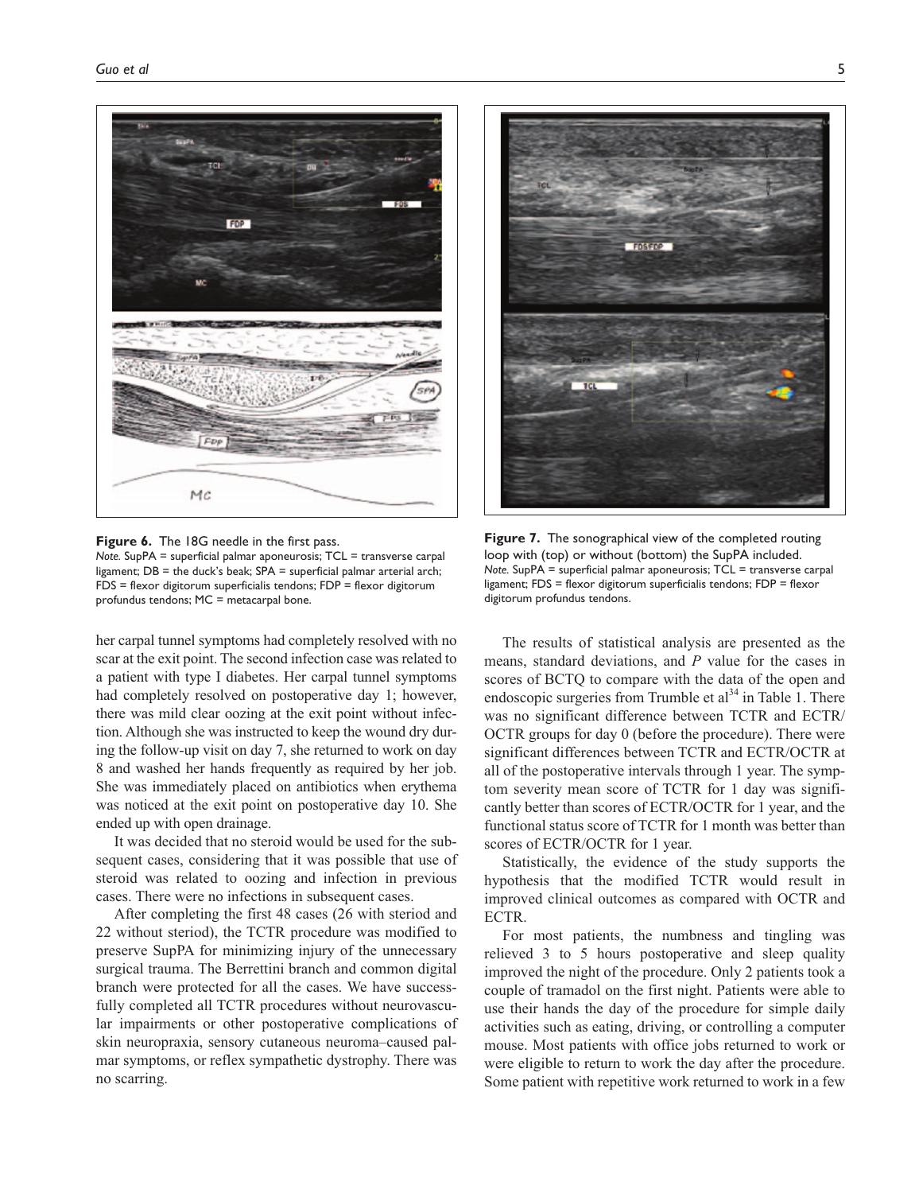**Figure 6.** The 18G needle in the first pass.
*Note.* SupPA = superficial palmar aponeurosis; TCL = transverse carpal ligament; DB = the duck's beak; SPA = superficial palmar arterial arch; FDS = flexor digitorum superficialis tendons; FDP = flexor digitorum profundus tendons; MC = metacarpal bone.

**Figure 7.** The sonographical view of the completed routing loop with (top) or without (bottom) the SupPA included.
*Note.* SupPA = superficial palmar aponeurosis; TCL = transverse carpal ligament; FDS = flexor digitorum superficialis tendons; FDP = flexor digitorum profundus tendons.

her carpal tunnel symptoms had completely resolved with no scar at the exit point. The second infection case was related to a patient with type I diabetes. Her carpal tunnel symptoms had completely resolved on postoperative day 1; however, there was mild clear oozing at the exit point without infection. Although she was instructed to keep the wound dry during the follow-up visit on day 7, she returned to work on day 8 and washed her hands frequently as required by her job. She was immediately placed on antibiotics when erythema was noticed at the exit point on postoperative day 10. She ended up with open drainage.

It was decided that no steroid would be used for the subsequent cases, considering that it was possible that use of steroid was related to oozing and infection in previous cases. There were no infections in subsequent cases.

After completing the first 48 cases (26 with steriod and 22 without steriod), the TCTR procedure was modified to preserve SupPA for minimizing injury of the unnecessary surgical trauma. The Berrettini branch and common digital branch were protected for all the cases. We have successfully completed all TCTR procedures without neurovascular impairments or other postoperative complications of skin neuropraxia, sensory cutaneous neuroma–caused palmar symptoms, or reflex sympathetic dystrophy. There was no scarring.

The results of statistical analysis are presented as the means, standard deviations, and *P* value for the cases in scores of BCTQ to compare with the data of the open and endoscopic surgeries from Trumble et al[34] in Table 1. There was no significant difference between TCTR and ECTR/OCTR groups for day 0 (before the procedure). There were significant differences between TCTR and ECTR/OCTR at all of the postoperative intervals through 1 year. The symptom severity mean score of TCTR for 1 day was significantly better than scores of ECTR/OCTR for 1 year, and the functional status score of TCTR for 1 month was better than scores of ECTR/OCTR for 1 year.

Statistically, the evidence of the study supports the hypothesis that the modified TCTR would result in improved clinical outcomes as compared with OCTR and ECTR.

For most patients, the numbness and tingling was relieved 3 to 5 hours postoperative and sleep quality improved the night of the procedure. Only 2 patients took a couple of tramadol on the first night. Patients were able to use their hands the day of the procedure for simple daily activities such as eating, driving, or controlling a computer mouse. Most patients with office jobs returned to work or were eligible to return to work the day after the procedure. Some patient with repetitive work returned to work in a few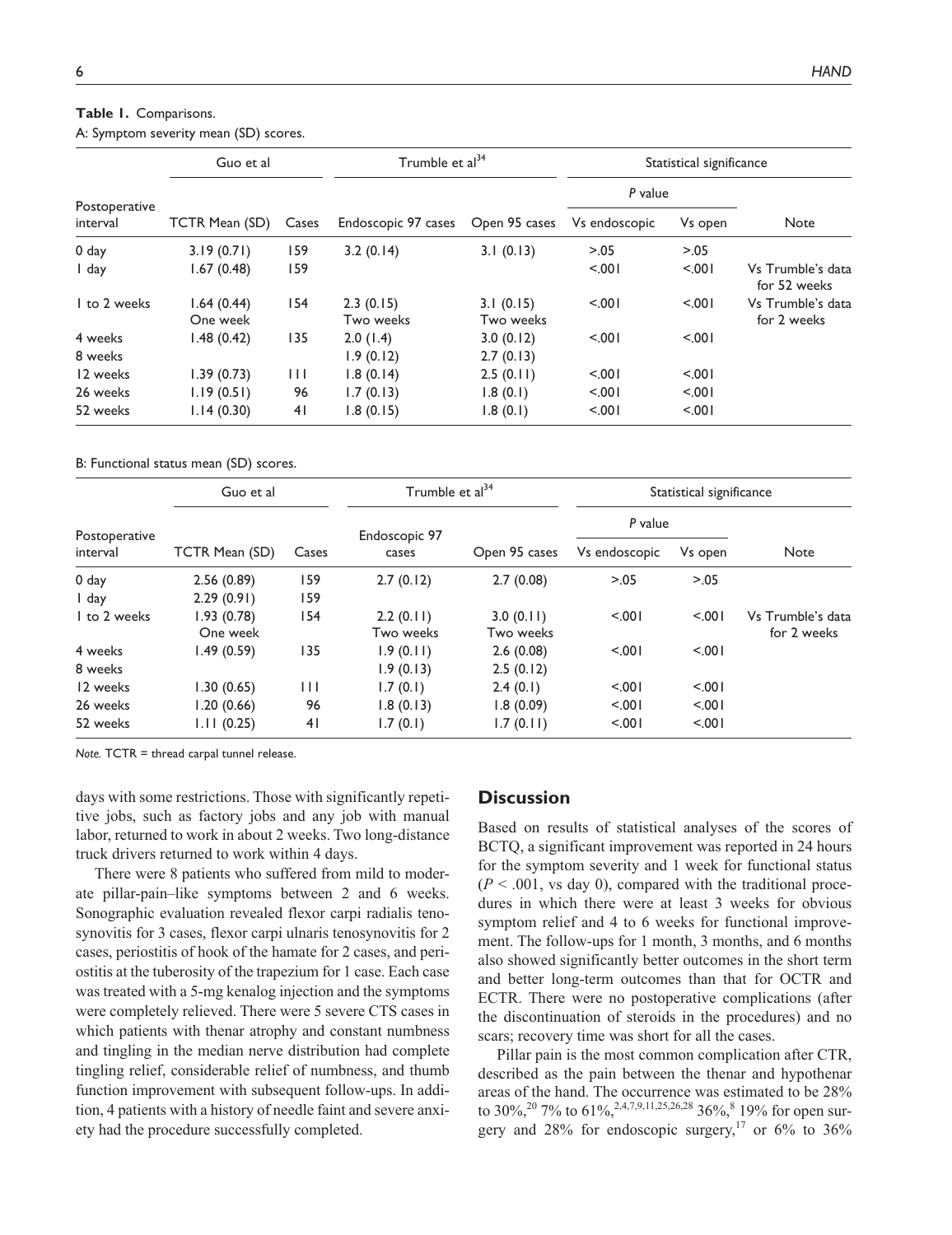**Table 1.** Comparisons.

A: Symptom severity mean (SD) scores.

| Postoperative interval | Guo et al | | Trumble et al[34] | | Statistical significance | | |
|---|---|---|---|---|---|---|---|
| | | | | | *P* value | | |
| | TCTR Mean (SD) | Cases | Endoscopic 97 cases | Open 95 cases | Vs endoscopic | Vs open | Note |
| 0 day | 3.19 (0.71) | 159 | 3.2 (0.14) | 3.1 (0.13) | >.05 | >.05 | |
| 1 day | 1.67 (0.48) | 159 | | | <.001 | <.001 | Vs Trumble's data for 52 weeks |
| 1 to 2 weeks | 1.64 (0.44) One week | 154 | 2.3 (0.15) Two weeks | 3.1 (0.15) Two weeks | <.001 | <.001 | Vs Trumble's data for 2 weeks |
| 4 weeks | 1.48 (0.42) | 135 | 2.0 (1.4) | 3.0 (0.12) | <.001 | <.001 | |
| 8 weeks | | | 1.9 (0.12) | 2.7 (0.13) | | | |
| 12 weeks | 1.39 (0.73) | 111 | 1.8 (0.14) | 2.5 (0.11) | <.001 | <.001 | |
| 26 weeks | 1.19 (0.51) | 96 | 1.7 (0.13) | 1.8 (0.1) | <.001 | <.001 | |
| 52 weeks | 1.14 (0.30) | 41 | 1.8 (0.15) | 1.8 (0.1) | <.001 | <.001 | |

B: Functional status mean (SD) scores.

| Postoperative interval | Guo et al | | Trumble et al[34] | | Statistical significance | | |
|---|---|---|---|---|---|---|---|
| | | | | | *P* value | | |
| | TCTR Mean (SD) | Cases | Endoscopic 97 cases | Open 95 cases | Vs endoscopic | Vs open | Note |
| 0 day | 2.56 (0.89) | 159 | 2.7 (0.12) | 2.7 (0.08) | >.05 | >.05 | |
| 1 day | 2.29 (0.91) | 159 | | | | | |
| 1 to 2 weeks | 1.93 (0.78) One week | 154 | 2.2 (0.11) Two weeks | 3.0 (0.11) Two weeks | <.001 | <.001 | Vs Trumble's data for 2 weeks |
| 4 weeks | 1.49 (0.59) | 135 | 1.9 (0.11) | 2.6 (0.08) | <.001 | <.001 | |
| 8 weeks | | | 1.9 (0.13) | 2.5 (0.12) | | | |
| 12 weeks | 1.30 (0.65) | 111 | 1.7 (0.1) | 2.4 (0.1) | <.001 | <.001 | |
| 26 weeks | 1.20 (0.66) | 96 | 1.8 (0.13) | 1.8 (0.09) | <.001 | <.001 | |
| 52 weeks | 1.11 (0.25) | 41 | 1.7 (0.1) | 1.7 (0.11) | <.001 | <.001 | |

*Note.* TCTR = thread carpal tunnel release.

days with some restrictions. Those with significantly repetitive jobs, such as factory jobs and any job with manual labor, returned to work in about 2 weeks. Two long-distance truck drivers returned to work within 4 days.

There were 8 patients who suffered from mild to moderate pillar-pain–like symptoms between 2 and 6 weeks. Sonographic evaluation revealed flexor carpi radialis tenosynovitis for 3 cases, flexor carpi ulnaris tenosynovitis for 2 cases, periostitis of hook of the hamate for 2 cases, and periostitis at the tuberosity of the trapezium for 1 case. Each case was treated with a 5-mg kenalog injection and the symptoms were completely relieved. There were 5 severe CTS cases in which patients with thenar atrophy and constant numbness and tingling in the median nerve distribution had complete tingling relief, considerable relief of numbness, and thumb function improvement with subsequent follow-ups. In addition, 4 patients with a history of needle faint and severe anxiety had the procedure successfully completed.

## Discussion

Based on results of statistical analyses of the scores of BCTQ, a significant improvement was reported in 24 hours for the symptom severity and 1 week for functional status ($P < .001$, vs day 0), compared with the traditional procedures in which there were at least 3 weeks for obvious symptom relief and 4 to 6 weeks for functional improvement. The follow-ups for 1 month, 3 months, and 6 months also showed significantly better outcomes in the short term and better long-term outcomes than that for OCTR and ECTR. There were no postoperative complications (after the discontinuation of steroids in the procedures) and no scars; recovery time was short for all the cases.

Pillar pain is the most common complication after CTR, described as the pain between the thenar and hypothenar areas of the hand. The occurrence was estimated to be 28% to 30%,[20] 7% to 61%,[2,4,7,9,11,25,26,28] 36%,[8] 19% for open surgery and 28% for endoscopic surgery,[17] or 6% to 36%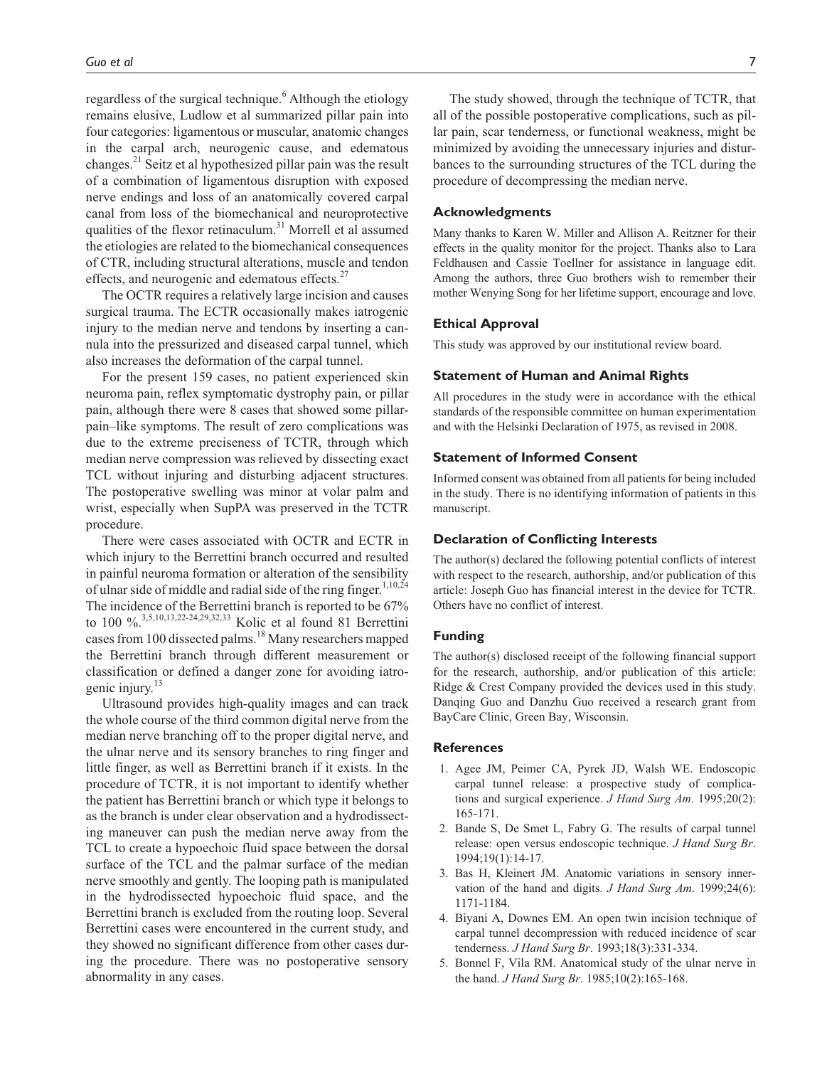regardless of the surgical technique.[6] Although the etiology remains elusive, Ludlow et al summarized pillar pain into four categories: ligamentous or muscular, anatomic changes in the carpal arch, neurogenic cause, and edematous changes.[21] Seitz et al hypothesized pillar pain was the result of a combination of ligamentous disruption with exposed nerve endings and loss of an anatomically covered carpal canal from loss of the biomechanical and neuroprotective qualities of the flexor retinaculum.[31] Morrell et al assumed the etiologies are related to the biomechanical consequences of CTR, including structural alterations, muscle and tendon effects, and neurogenic and edematous effects.[27]

The OCTR requires a relatively large incision and causes surgical trauma. The ECTR occasionally makes iatrogenic injury to the median nerve and tendons by inserting a cannula into the pressurized and diseased carpal tunnel, which also increases the deformation of the carpal tunnel.

For the present 159 cases, no patient experienced skin neuroma pain, reflex symptomatic dystrophy pain, or pillar pain, although there were 8 cases that showed some pillar-pain–like symptoms. The result of zero complications was due to the extreme preciseness of TCTR, through which median nerve compression was relieved by dissecting exact TCL without injuring and disturbing adjacent structures. The postoperative swelling was minor at volar palm and wrist, especially when SupPA was preserved in the TCTR procedure.

There were cases associated with OCTR and ECTR in which injury to the Berrettini branch occurred and resulted in painful neuroma formation or alteration of the sensibility of ulnar side of middle and radial side of the ring finger.[1,10,24] The incidence of the Berrettini branch is reported to be 67% to 100 %.[3,5,10,13,22-24,29,32,33] Kolic et al found 81 Berrettini cases from 100 dissected palms.[18] Many researchers mapped the Berrettini branch through different measurement or classification or defined a danger zone for avoiding iatrogenic injury.[13]

Ultrasound provides high-quality images and can track the whole course of the third common digital nerve from the median nerve branching off to the proper digital nerve, and the ulnar nerve and its sensory branches to ring finger and little finger, as well as Berrettini branch if it exists. In the procedure of TCTR, it is not important to identify whether the patient has Berrettini branch or which type it belongs to as the branch is under clear observation and a hydrodissecting maneuver can push the median nerve away from the TCL to create a hypoechoic fluid space between the dorsal surface of the TCL and the palmar surface of the median nerve smoothly and gently. The looping path is manipulated in the hydrodissected hypoechoic fluid space, and the Berrettini branch is excluded from the routing loop. Several Berrettini cases were encountered in the current study, and they showed no significant difference from other cases during the procedure. There was no postoperative sensory abnormality in any cases.

The study showed, through the technique of TCTR, that all of the possible postoperative complications, such as pillar pain, scar tenderness, or functional weakness, might be minimized by avoiding the unnecessary injuries and disturbances to the surrounding structures of the TCL during the procedure of decompressing the median nerve.

## Acknowledgments

Many thanks to Karen W. Miller and Allison A. Reitzner for their effects in the quality monitor for the project. Thanks also to Lara Feldhausen and Cassie Toellner for assistance in language edit. Among the authors, three Guo brothers wish to remember their mother Wenying Song for her lifetime support, encourage and love.

## Ethical Approval

This study was approved by our institutional review board.

## Statement of Human and Animal Rights

All procedures in the study were in accordance with the ethical standards of the responsible committee on human experimentation and with the Helsinki Declaration of 1975, as revised in 2008.

## Statement of Informed Consent

Informed consent was obtained from all patients for being included in the study. There is no identifying information of patients in this manuscript.

## Declaration of Conflicting Interests

The author(s) declared the following potential conflicts of interest with respect to the research, authorship, and/or publication of this article: Joseph Guo has financial interest in the device for TCTR. Others have no conflict of interest.

## Funding

The author(s) disclosed receipt of the following financial support for the research, authorship, and/or publication of this article: Ridge & Crest Company provided the devices used in this study. Danqing Guo and Danzhu Guo received a research grant from BayCare Clinic, Green Bay, Wisconsin.

## References

1. Agee JM, Peimer CA, Pyrek JD, Walsh WE. Endoscopic carpal tunnel release: a prospective study of complications and surgical experience. *J Hand Surg Am*. 1995;20(2):165-171.
2. Bande S, De Smet L, Fabry G. The results of carpal tunnel release: open versus endoscopic technique. *J Hand Surg Br*. 1994;19(1):14-17.
3. Bas H, Kleinert JM. Anatomic variations in sensory innervation of the hand and digits. *J Hand Surg Am*. 1999;24(6):1171-1184.
4. Biyani A, Downes EM. An open twin incision technique of carpal tunnel decompression with reduced incidence of scar tenderness. *J Hand Surg Br*. 1993;18(3):331-334.
5. Bonnel F, Vila RM. Anatomical study of the ulnar nerve in the hand. *J Hand Surg Br*. 1985;10(2):165-168.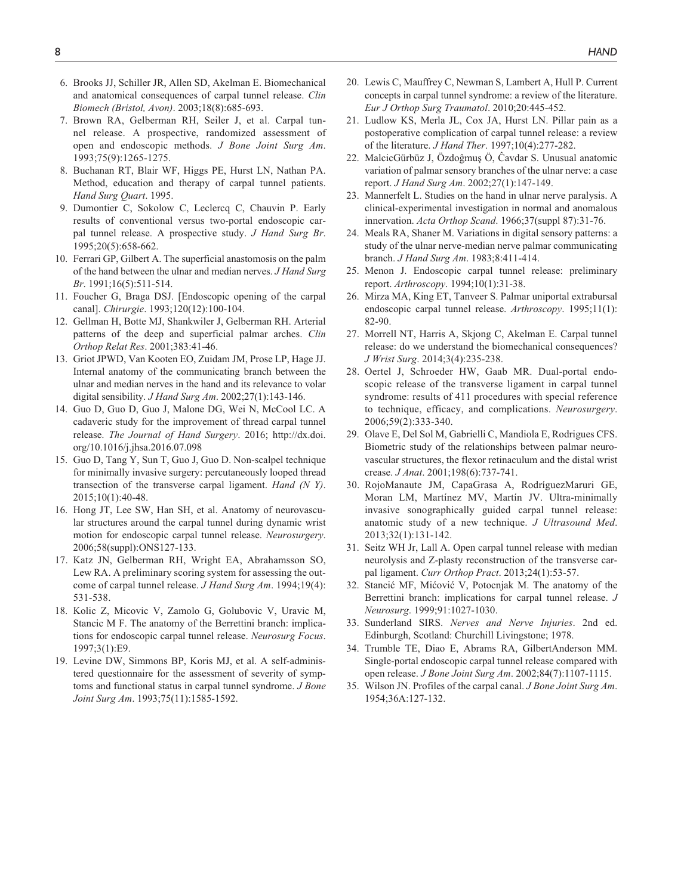6. Brooks JJ, Schiller JR, Allen SD, Akelman E. Biomechanical and anatomical consequences of carpal tunnel release. *Clin Biomech (Bristol, Avon)*. 2003;18(8):685-693.
7. Brown RA, Gelberman RH, Seiler J, et al. Carpal tunnel release. A prospective, randomized assessment of open and endoscopic methods. *J Bone Joint Surg Am*. 1993;75(9):1265-1275.
8. Buchanan RT, Blair WF, Higgs PE, Hurst LN, Nathan PA. Method, education and therapy of carpal tunnel patients. *Hand Surg Quart*. 1995.
9. Dumontier C, Sokolow C, Leclercq C, Chauvin P. Early results of conventional versus two-portal endoscopic carpal tunnel release. A prospective study. *J Hand Surg Br*. 1995;20(5):658-662.
10. Ferrari GP, Gilbert A. The superficial anastomosis on the palm of the hand between the ulnar and median nerves. *J Hand Surg Br*. 1991;16(5):511-514.
11. Foucher G, Braga DSJ. [Endoscopic opening of the carpal canal]. *Chirurgie*. 1993;120(12):100-104.
12. Gellman H, Botte MJ, Shankwiler J, Gelberman RH. Arterial patterns of the deep and superficial palmar arches. *Clin Orthop Relat Res*. 2001;383:41-46.
13. Griot JPWD, Van Kooten EO, Zuidam JM, Prose LP, Hage JJ. Internal anatomy of the communicating branch between the ulnar and median nerves in the hand and its relevance to volar digital sensibility. *J Hand Surg Am*. 2002;27(1):143-146.
14. Guo D, Guo D, Guo J, Malone DG, Wei N, McCool LC. A cadaveric study for the improvement of thread carpal tunnel release. *The Journal of Hand Surgery*. 2016; http://dx.doi.org/10.1016/j.jhsa.2016.07.098
15. Guo D, Tang Y, Sun T, Guo J, Guo D. Non-scalpel technique for minimally invasive surgery: percutaneously looped thread transection of the transverse carpal ligament. *Hand (N Y)*. 2015;10(1):40-48.
16. Hong JT, Lee SW, Han SH, et al. Anatomy of neurovascular structures around the carpal tunnel during dynamic wrist motion for endoscopic carpal tunnel release. *Neurosurgery*. 2006;58(suppl):ONS127-133.
17. Katz JN, Gelberman RH, Wright EA, Abrahamsson SO, Lew RA. A preliminary scoring system for assessing the outcome of carpal tunnel release. *J Hand Surg Am*. 1994;19(4): 531-538.
18. Kolic Z, Micovic V, Zamolo G, Golubovic V, Uravic M, Stancic M F. The anatomy of the Berrettini branch: implications for endoscopic carpal tunnel release. *Neurosurg Focus*. 1997;3(1):E9.
19. Levine DW, Simmons BP, Koris MJ, et al. A self-administered questionnaire for the assessment of severity of symptoms and functional status in carpal tunnel syndrome. *J Bone Joint Surg Am*. 1993;75(11):1585-1592.
20. Lewis C, Mauffrey C, Newman S, Lambert A, Hull P. Current concepts in carpal tunnel syndrome: a review of the literature. *Eur J Orthop Surg Traumatol*. 2010;20:445-452.
21. Ludlow KS, Merla JL, Cox JA, Hurst LN. Pillar pain as a postoperative complication of carpal tunnel release: a review of the literature. *J Hand Ther*. 1997;10(4):277-282.
22. MalcicGürbüz J, Özdoĝmuş Ö, Ĉavdar S. Unusual anatomic variation of palmar sensory branches of the ulnar nerve: a case report. *J Hand Surg Am*. 2002;27(1):147-149.
23. Mannerfelt L. Studies on the hand in ulnar nerve paralysis. A clinical-experimental investigation in normal and anomalous innervation. *Acta Orthop Scand*. 1966;37(suppl 87):31-76.
24. Meals RA, Shaner M. Variations in digital sensory patterns: a study of the ulnar nerve-median nerve palmar communicating branch. *J Hand Surg Am*. 1983;8:411-414.
25. Menon J. Endoscopic carpal tunnel release: preliminary report. *Arthroscopy*. 1994;10(1):31-38.
26. Mirza MA, King ET, Tanveer S. Palmar uniportal extrabursal endoscopic carpal tunnel release. *Arthroscopy*. 1995;11(1): 82-90.
27. Morrell NT, Harris A, Skjong C, Akelman E. Carpal tunnel release: do we understand the biomechanical consequences? *J Wrist Surg*. 2014;3(4):235-238.
28. Oertel J, Schroeder HW, Gaab MR. Dual-portal endoscopic release of the transverse ligament in carpal tunnel syndrome: results of 411 procedures with special reference to technique, efficacy, and complications. *Neurosurgery*. 2006;59(2):333-340.
29. Olave E, Del Sol M, Gabrielli C, Mandiola E, Rodrigues CFS. Biometric study of the relationships between palmar neurovascular structures, the flexor retinaculum and the distal wrist crease. *J Anat*. 2001;198(6):737-741.
30. RojoManaute JM, CapaGrasa A, RodríguezMaruri GE, Moran LM, Martínez MV, Martín JV. Ultra-minimally invasive sonographically guided carpal tunnel release: anatomic study of a new technique. *J Ultrasound Med*. 2013;32(1):131-142.
31. Seitz WH Jr, Lall A. Open carpal tunnel release with median neurolysis and Z-plasty reconstruction of the transverse carpal ligament. *Curr Orthop Pract*. 2013;24(1):53-57.
32. Stancić MF, Mićović V, Potocnjak M. The anatomy of the Berrettini branch: implications for carpal tunnel release. *J Neurosurg*. 1999;91:1027-1030.
33. Sunderland SIRS. *Nerves and Nerve Injuries*. 2nd ed. Edinburgh, Scotland: Churchill Livingstone; 1978.
34. Trumble TE, Diao E, Abrams RA, GilbertAnderson MM. Single-portal endoscopic carpal tunnel release compared with open release. *J Bone Joint Surg Am*. 2002;84(7):1107-1115.
35. Wilson JN. Profiles of the carpal canal. *J Bone Joint Surg Am*. 1954;36A:127-132.